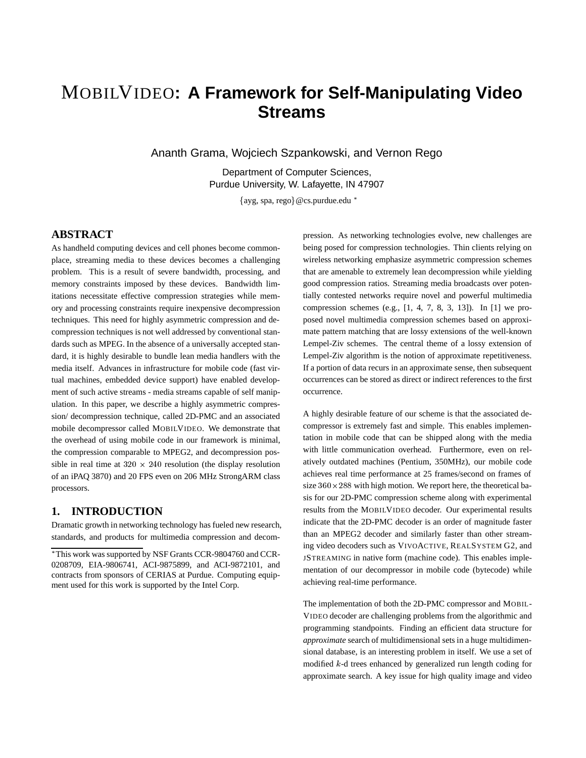# MOBILVIDEO: A Framework for Self-Manipulating Video Streams

Ananth Grama, Wojciech Szpankowski, and Vernon Rego

Department of Computer Sciences,
Purdue University, W. Lafayette, IN 47907

{ayg, spa, rego}@cs.purdue.edu *

## ABSTRACT

As handheld computing devices and cell phones become commonplace, streaming media to these devices becomes a challenging problem. This is a result of severe bandwidth, processing, and memory constraints imposed by these devices. Bandwidth limitations necessitate effective compression strategies while memory and processing constraints require inexpensive decompression techniques. This need for highly asymmetric compression and decompression techniques is not well addressed by conventional standards such as MPEG. In the absence of a universally accepted standard, it is highly desirable to bundle lean media handlers with the media itself. Advances in infrastructure for mobile code (fast virtual machines, embedded device support) have enabled development of such active streams - media streams capable of self manipulation. In this paper, we describe a highly asymmetric compression/ decompression technique, called 2D-PMC and an associated mobile decompressor called MOBILVIDEO. We demonstrate that the overhead of using mobile code in our framework is minimal, the compression comparable to MPEG2, and decompression possible in real time at $320 \times 240$ resolution (the display resolution of an iPAQ 3870) and 20 FPS even on 206 MHz StrongARM class processors.

## 1. INTRODUCTION

Dramatic growth in networking technology has fueled new research, standards, and products for multimedia compression and decompression. As networking technologies evolve, new challenges are being posed for compression technologies. Thin clients relying on wireless networking emphasize asymmetric compression schemes that are amenable to extremely lean decompression while yielding good compression ratios. Streaming media broadcasts over potentially contested networks require novel and powerful multimedia compression schemes (e.g., [1, 4, 7, 8, 3, 13]). In [1] we proposed novel multimedia compression schemes based on approximate pattern matching that are lossy extensions of the well-known Lempel-Ziv schemes. The central theme of a lossy extension of Lempel-Ziv algorithm is the notion of approximate repetitiveness. If a portion of data recurs in an approximate sense, then subsequent occurrences can be stored as direct or indirect references to the first occurrence.

A highly desirable feature of our scheme is that the associated decompressor is extremely fast and simple. This enables implementation in mobile code that can be shipped along with the media with little communication overhead. Furthermore, even on relatively outdated machines (Pentium, 350MHz), our mobile code achieves real time performance at 25 frames/second on frames of size $360 \times 288$ with high motion. We report here, the theoretical basis for our 2D-PMC compression scheme along with experimental results from the MOBILVIDEO decoder. Our experimental results indicate that the 2D-PMC decoder is an order of magnitude faster than an MPEG2 decoder and similarly faster than other streaming video decoders such as VIVOACTIVE, REALSYSTEM G2, and JSTREAMING in native form (machine code). This enables implementation of our decompressor in mobile code (bytecode) while achieving real-time performance.

The implementation of both the 2D-PMC compressor and MOBILVIDEO decoder are challenging problems from the algorithmic and programming standpoints. Finding an efficient data structure for *approximate* search of multidimensional sets in a huge multidimensional database, is an interesting problem in itself. We use a set of modified $k$-d trees enhanced by generalized run length coding for approximate search. A key issue for high quality image and video

*This work was supported by NSF Grants CCR-9804760 and CCR-0208709, EIA-9806741, ACI-9875899, and ACI-9872101, and contracts from sponsors of CERIAS at Purdue. Computing equipment used for this work is supported by the Intel Corp.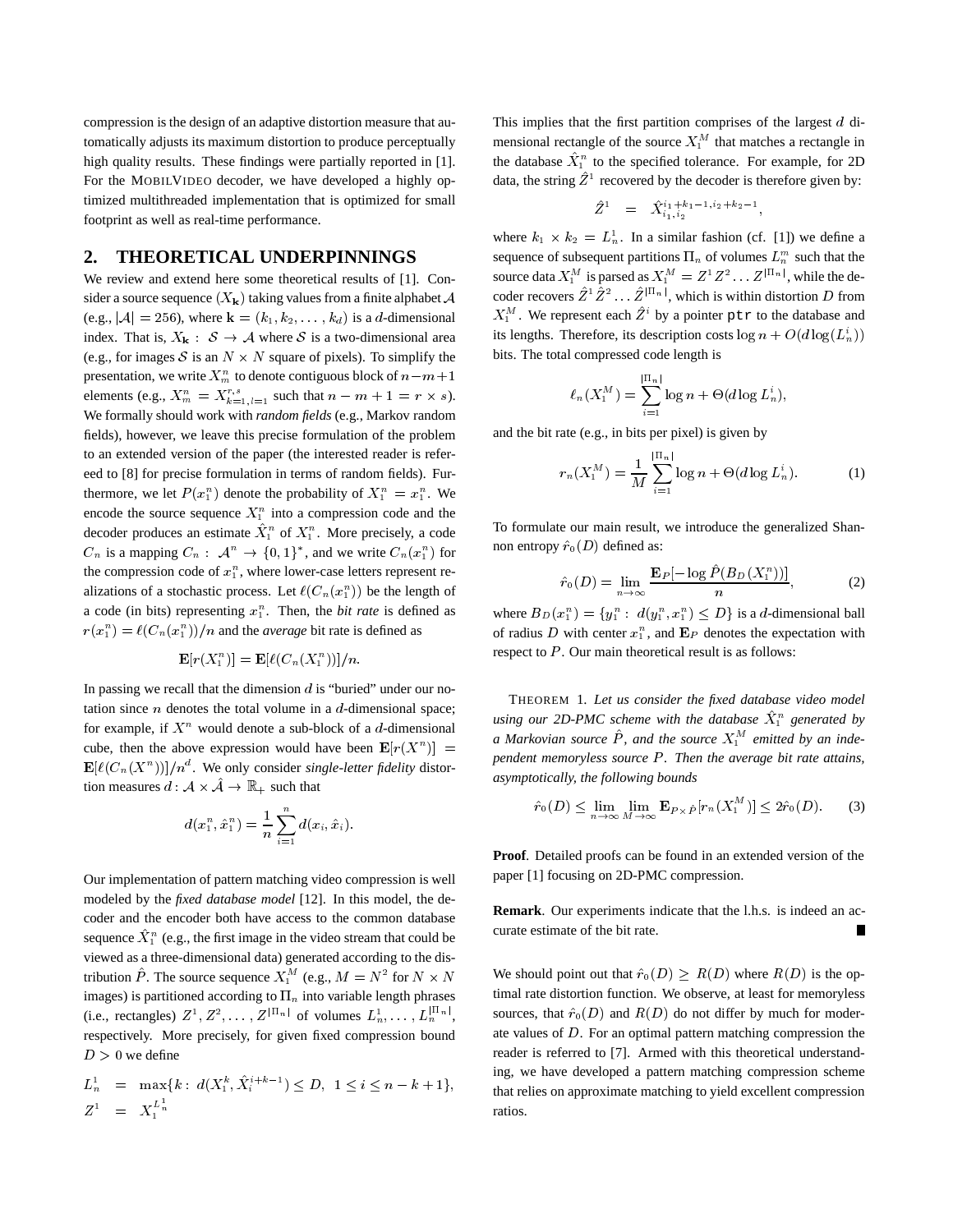compression is the design of an adaptive distortion measure that automatically adjusts its maximum distortion to produce perceptually high quality results. These findings were partially reported in [1]. For the MOBILVIDEO decoder, we have developed a highly optimized multithreaded implementation that is optimized for small footprint as well as real-time performance.

## 2. THEORETICAL UNDERPINNINGS

We review and extend here some theoretical results of [1]. Consider a source sequence $(X_{\mathbf{k}})$ taking values from a finite alphabet $\mathcal{A}$ (e.g., $|\mathcal{A}| = 256$), where $\mathbf{k} = (k_1, k_2, \ldots, k_d)$ is a $d$-dimensional index. That is, $X_{\mathbf{k}} : \mathcal{S} \to \mathcal{A}$ where $\mathcal{S}$ is a two-dimensional area (e.g., for images $\mathcal{S}$ is an $N \times N$ square of pixels). To simplify the presentation, we write $X_m^n$ to denote contiguous block of $n-m+1$ elements (e.g., $X_m^n = X_{k=1,l=1}^{r,s}$ such that $n - m + 1 = r \times s$). We formally should work with *random fields* (e.g., Markov random fields), however, we leave this precise formulation of the problem to an extended version of the paper (the interested reader is refereed to [8] for precise formulation in terms of random fields). Furthermore, we let $P(x_1^n)$ denote the probability of $X_1^n = x_1^n$. We encode the source sequence $X_1^n$ into a compression code and the decoder produces an estimate $\hat{X}_1^n$ of $X_1^n$. More precisely, a code $C_n$ is a mapping $C_n : \mathcal{A}^n \to \{0,1\}^*$, and we write $C_n(x_1^n)$ for the compression code of $x_1^n$, where lower-case letters represent realizations of a stochastic process. Let $\ell(C_n(x_1^n))$ be the length of a code (in bits) representing $x_1^n$. Then, the *bit rate* is defined as $r(x_1^n) = \ell(C_n(x_1^n))/n$ and the *average* bit rate is defined as

$$\mathbf{E}[r(X_1^n)] = \mathbf{E}[\ell(C_n(X_1^n))]/n.$$

In passing we recall that the dimension $d$ is "buried" under our notation since $n$ denotes the total volume in a $d$-dimensional space; for example, if $X^n$ would denote a sub-block of a $d$-dimensional cube, then the above expression would have been $\mathbf{E}[r(X^n)] = \mathbf{E}[\ell(C_n(X^n))]/n^d$. We only consider *single-letter fidelity* distortion measures $d : \mathcal{A} \times \hat{\mathcal{A}} \to \mathbb{R}_+$ such that

$$d(x_1^n, \hat{x}_1^n) = \frac{1}{n} \sum_{i=1}^{n} d(x_i, \hat{x}_i).$$

Our implementation of pattern matching video compression is well modeled by the *fixed database model* [12]. In this model, the decoder and the encoder both have access to the common database sequence $\hat{X}_1^n$ (e.g., the first image in the video stream that could be viewed as a three-dimensional data) generated according to the distribution $\hat{P}$. The source sequence $X_1^M$ (e.g., $M = N^2$ for $N \times N$ images) is partitioned according to $\Pi_n$ into variable length phrases (i.e., rectangles) $Z^1, Z^2, \ldots, Z^{|\Pi_n|}$ of volumes $L_n^1, \ldots, L_n^{|\Pi_n|}$, respectively. More precisely, for given fixed compression bound $D > 0$ we define

$$\begin{aligned} L_n^1 &= \max\{k : \ d(X_1^k, \hat{X}_i^{i+k-1}) \le D, \ \ 1 \le i \le n - k + 1\}, \\ Z^1 &= X_1^{L_n^1} \end{aligned}$$

This implies that the first partition comprises of the largest $d$ dimensional rectangle of the source $X_1^M$ that matches a rectangle in the database $\hat{X}_1^n$ to the specified tolerance. For example, for 2D data, the string $\hat{Z}^1$ recovered by the decoder is therefore given by:

$$\hat{Z}^1 \ = \ \hat{X}_{i_1, i_2}^{i_1+k_1-1, i_2+k_2-1},$$

where $k_1 \times k_2 = L_n^1$. In a similar fashion (cf. [1]) we define a sequence of subsequent partitions $\Pi_n$ of volumes $L_n^m$ such that the source data $X_1^M$ is parsed as $X_1^M = Z^1 Z^2 \ldots Z^{|\Pi_n|}$, while the decoder recovers $\hat{Z}^1 \hat{Z}^2 \ldots \hat{Z}^{|\Pi_n|}$, which is within distortion $D$ from $X_1^M$. We represent each $\hat{Z}^i$ by a pointer `ptr` to the database and its lengths. Therefore, its description costs $\log n + O(d \log(L_n^i))$ bits. The total compressed code length is

$$\ell_n(X_1^M) = \sum_{i=1}^{|\Pi_n|} \log n + \Theta(d \log L_n^i),$$

and the bit rate (e.g., in bits per pixel) is given by

$$r_n(X_1^M) = \frac{1}{M} \sum_{i=1}^{|\Pi_n|} \log n + \Theta(d \log L_n^i). \tag{1}$$

To formulate our main result, we introduce the generalized Shannon entropy $\hat{r}_0(D)$ defined as:

$$\hat{r}_0(D) = \lim_{n\to\infty} \frac{\mathbf{E}_P[-\log \hat{P}(B_D(X_1^n))]}{n}, \tag{2}$$

where $B_D(x_1^n) = \{y_1^n : \ d(y_1^n, x_1^n) \le D\}$ is a $d$-dimensional ball of radius $D$ with center $x_1^n$, and $\mathbf{E}_P$ denotes the expectation with respect to $P$. Our main theoretical result is as follows:

THEOREM 1. *Let us consider the fixed database video model using our 2D-PMC scheme with the database $\hat{X}_1^n$ generated by a Markovian source $\hat{P}$, and the source $X_1^M$ emitted by an independent memoryless source $P$. Then the average bit rate attains, asymptotically, the following bounds*

$$\hat{r}_0(D) \le \lim_{n\to\infty} \lim_{M\to\infty} \mathbf{E}_{P \times \hat{P}}[r_n(X_1^M)] \le 2\hat{r}_0(D). \tag{3}$$

**Proof**. Detailed proofs can be found in an extended version of the paper [1] focusing on 2D-PMC compression.

**Remark**. Our experiments indicate that the l.h.s. is indeed an accurate estimate of the bit rate. ∎

We should point out that $\hat{r}_0(D) \ge R(D)$ where $R(D)$ is the optimal rate distortion function. We observe, at least for memoryless sources, that $\hat{r}_0(D)$ and $R(D)$ do not differ by much for moderate values of $D$. For an optimal pattern matching compression the reader is referred to [7]. Armed with this theoretical understanding, we have developed a pattern matching compression scheme that relies on approximate matching to yield excellent compression ratios.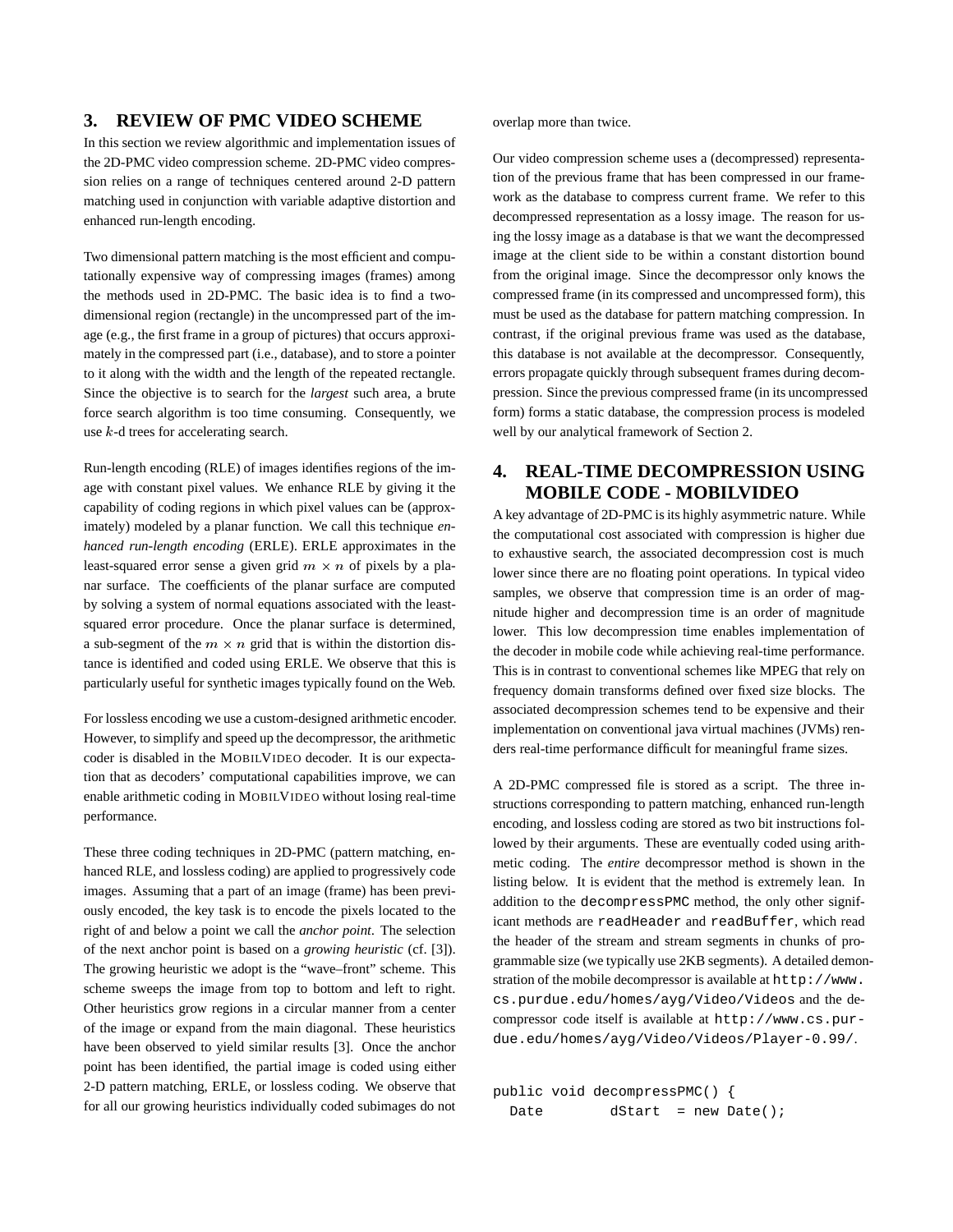## 3. REVIEW OF PMC VIDEO SCHEME

In this section we review algorithmic and implementation issues of the 2D-PMC video compression scheme. 2D-PMC video compression relies on a range of techniques centered around 2-D pattern matching used in conjunction with variable adaptive distortion and enhanced run-length encoding.

Two dimensional pattern matching is the most efficient and computationally expensive way of compressing images (frames) among the methods used in 2D-PMC. The basic idea is to find a two-dimensional region (rectangle) in the uncompressed part of the image (e.g., the first frame in a group of pictures) that occurs approximately in the compressed part (i.e., database), and to store a pointer to it along with the width and the length of the repeated rectangle. Since the objective is to search for the *largest* such area, a brute force search algorithm is too time consuming. Consequently, we use $k$-d trees for accelerating search.

Run-length encoding (RLE) of images identifies regions of the image with constant pixel values. We enhance RLE by giving it the capability of coding regions in which pixel values can be (approximately) modeled by a planar function. We call this technique *enhanced run-length encoding* (ERLE). ERLE approximates in the least-squared error sense a given grid $m \times n$ of pixels by a planar surface. The coefficients of the planar surface are computed by solving a system of normal equations associated with the least-squared error procedure. Once the planar surface is determined, a sub-segment of the $m \times n$ grid that is within the distortion distance is identified and coded using ERLE. We observe that this is particularly useful for synthetic images typically found on the Web.

For lossless encoding we use a custom-designed arithmetic encoder. However, to simplify and speed up the decompressor, the arithmetic coder is disabled in the MOBILVIDEO decoder. It is our expectation that as decoders' computational capabilities improve, we can enable arithmetic coding in MOBILVIDEO without losing real-time performance.

These three coding techniques in 2D-PMC (pattern matching, enhanced RLE, and lossless coding) are applied to progressively code images. Assuming that a part of an image (frame) has been previously encoded, the key task is to encode the pixels located to the right of and below a point we call the *anchor point*. The selection of the next anchor point is based on a *growing heuristic* (cf. [3]). The growing heuristic we adopt is the "wave–front" scheme. This scheme sweeps the image from top to bottom and left to right. Other heuristics grow regions in a circular manner from a center of the image or expand from the main diagonal. These heuristics have been observed to yield similar results [3]. Once the anchor point has been identified, the partial image is coded using either 2-D pattern matching, ERLE, or lossless coding. We observe that for all our growing heuristics individually coded subimages do not overlap more than twice.

Our video compression scheme uses a (decompressed) representation of the previous frame that has been compressed in our framework as the database to compress current frame. We refer to this decompressed representation as a lossy image. The reason for using the lossy image as a database is that we want the decompressed image at the client side to be within a constant distortion bound from the original image. Since the decompressor only knows the compressed frame (in its compressed and uncompressed form), this must be used as the database for pattern matching compression. In contrast, if the original previous frame was used as the database, this database is not available at the decompressor. Consequently, errors propagate quickly through subsequent frames during decompression. Since the previous compressed frame (in its uncompressed form) forms a static database, the compression process is modeled well by our analytical framework of Section 2.

## 4. REAL-TIME DECOMPRESSION USING MOBILE CODE - MOBILVIDEO

A key advantage of 2D-PMC is its highly asymmetric nature. While the computational cost associated with compression is higher due to exhaustive search, the associated decompression cost is much lower since there are no floating point operations. In typical video samples, we observe that compression time is an order of magnitude higher and decompression time is an order of magnitude lower. This low decompression time enables implementation of the decoder in mobile code while achieving real-time performance. This is in contrast to conventional schemes like MPEG that rely on frequency domain transforms defined over fixed size blocks. The associated decompression schemes tend to be expensive and their implementation on conventional java virtual machines (JVMs) renders real-time performance difficult for meaningful frame sizes.

A 2D-PMC compressed file is stored as a script. The three instructions corresponding to pattern matching, enhanced run-length encoding, and lossless coding are stored as two bit instructions followed by their arguments. These are eventually coded using arithmetic coding. The *entire* decompressor method is shown in the listing below. It is evident that the method is extremely lean. In addition to the `decompressPMC` method, the only other significant methods are `readHeader` and `readBuffer`, which read the header of the stream and stream segments in chunks of programmable size (we typically use 2KB segments). A detailed demonstration of the mobile decompressor is available at `http://www.cs.purdue.edu/homes/ayg/Video/Videos` and the decompressor code itself is available at `http://www.cs.purdue.edu/homes/ayg/Video/Videos/Player-0.99/`.

```
public void decompressPMC() {
  Date        dStart  = new Date();
```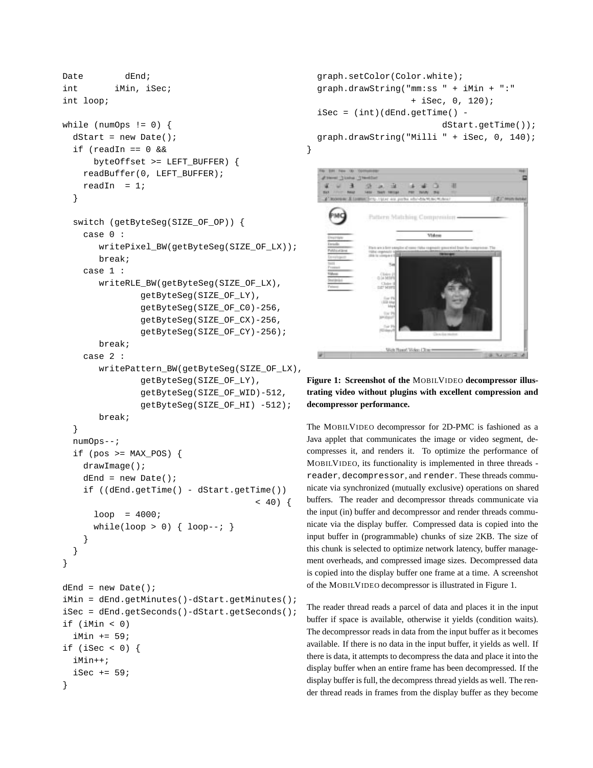```
Date        dEnd;
int       iMin, iSec;
int loop;

while (numOps != 0) {
  dStart = new Date();
  if (readIn == 0 &&
      byteOffset >= LEFT_BUFFER) {
    readBuffer(0, LEFT_BUFFER);
    readIn  = 1;
  }

  switch (getByteSeg(SIZE_OF_OP)) {
    case 0 :
       writePixel_BW(getByteSeg(SIZE_OF_LX));
       break;
    case 1 :
       writeRLE_BW(getByteSeg(SIZE_OF_LX),
               getByteSeg(SIZE_OF_LY),
               getByteSeg(SIZE_OF_C0)-256,
               getByteSeg(SIZE_OF_CX)-256,
               getByteSeg(SIZE_OF_CY)-256);
       break;
    case 2 :
       writePattern_BW(getByteSeg(SIZE_OF_LX),
               getByteSeg(SIZE_OF_LY),
               getByteSeg(SIZE_OF_WID)-512,
               getByteSeg(SIZE_OF_HI) -512);
       break;
  }
  numOps--;
  if (pos >= MAX_POS) {
    drawImage();
    dEnd = new Date();
    if ((dEnd.getTime() - dStart.getTime())
                                     < 40) {
      loop  = 4000;
      while(loop > 0) { loop--; }
    }
  }
}

dEnd = new Date();
iMin = dEnd.getMinutes()-dStart.getMinutes();
iSec = dEnd.getSeconds()-dStart.getSeconds();
if (iMin < 0)
  iMin += 59;
if (iSec < 0) {
  iMin++;
  iSec += 59;
}
  graph.setColor(Color.white);
  graph.drawString("mm:ss " + iMin + ":"
                  + iSec, 0, 120);
  iSec = (int)(dEnd.getTime() -
                         dStart.getTime());
  graph.drawString("Milli " + iSec, 0, 140);
}
```

**Figure 1: Screenshot of the MOBILVIDEO decompressor illustrating video without plugins with excellent compression and decompressor performance.**

The MOBILVIDEO decompressor for 2D-PMC is fashioned as a Java applet that communicates the image or video segment, decompresses it, and renders it. To optimize the performance of MOBILVIDEO, its functionality is implemented in three threads - `reader`, `decompressor`, and `render`. These threads communicate via synchronized (mutually exclusive) operations on shared buffers. The reader and decompressor threads communicate via the input (in) buffer and decompressor and render threads communicate via the display buffer. Compressed data is copied into the input buffer in (programmable) chunks of size 2KB. The size of this chunk is selected to optimize network latency, buffer management overheads, and compressed image sizes. Decompressed data is copied into the display buffer one frame at a time. A screenshot of the MOBILVIDEO decompressor is illustrated in Figure 1.

The reader thread reads a parcel of data and places it in the input buffer if space is available, otherwise it yields (condition waits). The decompressor reads in data from the input buffer as it becomes available. If there is no data in the input buffer, it yields as well. If there is data, it attempts to decompress the data and place it into the display buffer when an entire frame has been decompressed. If the display buffer is full, the decompress thread yields as well. The render thread reads in frames from the display buffer as they become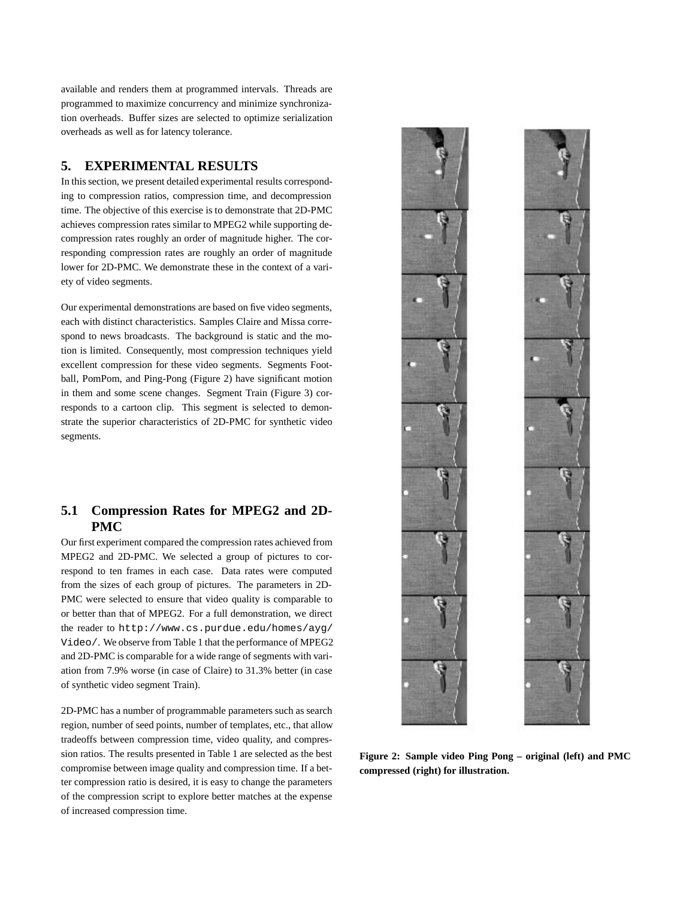available and renders them at programmed intervals. Threads are programmed to maximize concurrency and minimize synchronization overheads. Buffer sizes are selected to optimize serialization overheads as well as for latency tolerance.

## 5. EXPERIMENTAL RESULTS

In this section, we present detailed experimental results corresponding to compression ratios, compression time, and decompression time. The objective of this exercise is to demonstrate that 2D-PMC achieves compression rates similar to MPEG2 while supporting decompression rates roughly an order of magnitude higher. The corresponding compression rates are roughly an order of magnitude lower for 2D-PMC. We demonstrate these in the context of a variety of video segments.

Our experimental demonstrations are based on five video segments, each with distinct characteristics. Samples Claire and Missa correspond to news broadcasts. The background is static and the motion is limited. Consequently, most compression techniques yield excellent compression for these video segments. Segments Football, PomPom, and Ping-Pong (Figure 2) have significant motion in them and some scene changes. Segment Train (Figure 3) corresponds to a cartoon clip. This segment is selected to demonstrate the superior characteristics of 2D-PMC for synthetic video segments.

### 5.1 Compression Rates for MPEG2 and 2D-PMC

Our first experiment compared the compression rates achieved from MPEG2 and 2D-PMC. We selected a group of pictures to correspond to ten frames in each case. Data rates were computed from the sizes of each group of pictures. The parameters in 2D-PMC were selected to ensure that video quality is comparable to or better than that of MPEG2. For a full demonstration, we direct the reader to `http://www.cs.purdue.edu/homes/ayg/Video/`. We observe from Table 1 that the performance of MPEG2 and 2D-PMC is comparable for a wide range of segments with variation from 7.9% worse (in case of Claire) to 31.3% better (in case of synthetic video segment Train).

2D-PMC has a number of programmable parameters such as search region, number of seed points, number of templates, etc., that allow tradeoffs between compression time, video quality, and compression ratios. The results presented in Table 1 are selected as the best compromise between image quality and compression time. If a better compression ratio is desired, it is easy to change the parameters of the compression script to explore better matches at the expense of increased compression time.

**Figure 2: Sample video Ping Pong – original (left) and PMC compressed (right) for illustration.**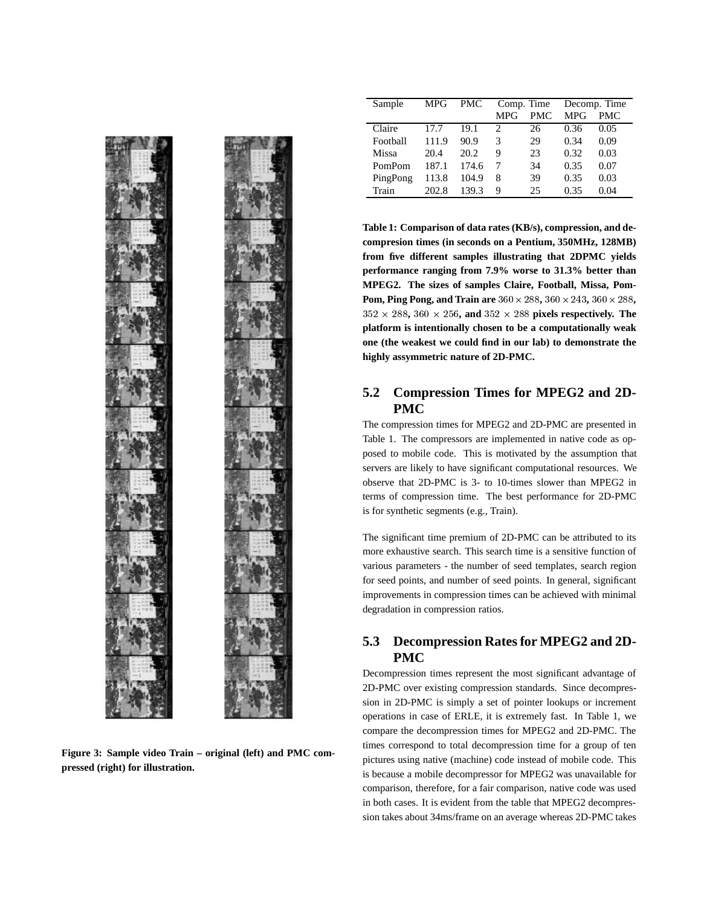| Sample | MPG | PMC | Comp. Time | | Decomp. Time | |
|---|---|---|---|---|---|---|
| | | | MPG | PMC | MPG | PMC |
| Claire | 17.7 | 19.1 | 2 | 26 | 0.36 | 0.05 |
| Football | 111.9 | 90.9 | 3 | 29 | 0.34 | 0.09 |
| Missa | 20.4 | 20.2 | 9 | 23 | 0.32 | 0.03 |
| PomPom | 187.1 | 174.6 | 7 | 34 | 0.35 | 0.07 |
| PingPong | 113.8 | 104.9 | 8 | 39 | 0.35 | 0.03 |
| Train | 202.8 | 139.3 | 9 | 25 | 0.35 | 0.04 |

**Table 1: Comparison of data rates (KB/s), compression, and decompression times (in seconds on a Pentium, 350MHz, 128MB) from five different samples illustrating that 2DPMC yields performance ranging from 7.9% worse to 31.3% better than MPEG2. The sizes of samples Claire, Football, Missa, PomPom, Ping Pong, and Train are $360 \times 288$, $360 \times 243$, $360 \times 288$, $352 \times 288$, $360 \times 256$, and $352 \times 288$ pixels respectively. The platform is intentionally chosen to be a computationally weak one (the weakest we could find in our lab) to demonstrate the highly assymmetric nature of 2D-PMC.**

**Figure 3: Sample video Train – original (left) and PMC compressed (right) for illustration.**

## 5.2 Compression Times for MPEG2 and 2D-PMC

The compression times for MPEG2 and 2D-PMC are presented in Table 1. The compressors are implemented in native code as opposed to mobile code. This is motivated by the assumption that servers are likely to have significant computational resources. We observe that 2D-PMC is 3- to 10-times slower than MPEG2 in terms of compression time. The best performance for 2D-PMC is for synthetic segments (e.g., Train).

The significant time premium of 2D-PMC can be attributed to its more exhaustive search. This search time is a sensitive function of various parameters - the number of seed templates, search region for seed points, and number of seed points. In general, significant improvements in compression times can be achieved with minimal degradation in compression ratios.

## 5.3 Decompression Rates for MPEG2 and 2D-PMC

Decompression times represent the most significant advantage of 2D-PMC over existing compression standards. Since decompression in 2D-PMC is simply a set of pointer lookups or increment operations in case of ERLE, it is extremely fast. In Table 1, we compare the decompression times for MPEG2 and 2D-PMC. The times correspond to total decompression time for a group of ten pictures using native (machine) code instead of mobile code. This is because a mobile decompressor for MPEG2 was unavailable for comparison, therefore, for a fair comparison, native code was used in both cases. It is evident from the table that MPEG2 decompression takes about 34ms/frame on an average whereas 2D-PMC takes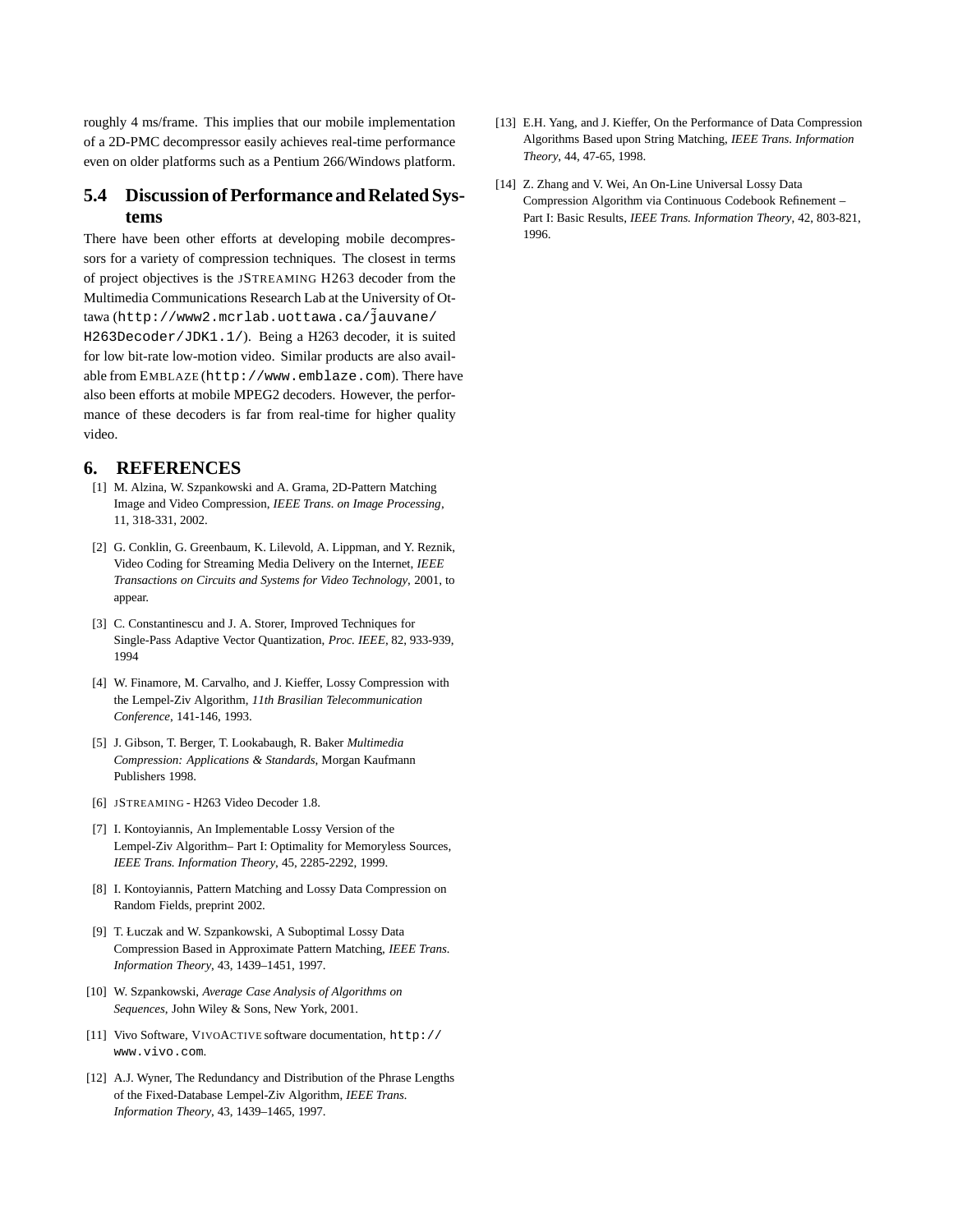roughly 4 ms/frame. This implies that our mobile implementation of a 2D-PMC decompressor easily achieves real-time performance even on older platforms such as a Pentium 266/Windows platform.

## 5.4 Discussion of Performance and Related Systems

There have been other efforts at developing mobile decompressors for a variety of compression techniques. The closest in terms of project objectives is the JSTREAMING H263 decoder from the Multimedia Communications Research Lab at the University of Ottawa (`http://www2.mcrlab.uottawa.ca/~jauvane/H263Decoder/JDK1.1/`). Being a H263 decoder, it is suited for low bit-rate low-motion video. Similar products are also available from EMBLAZE (`http://www.emblaze.com`). There have also been efforts at mobile MPEG2 decoders. However, the performance of these decoders is far from real-time for higher quality video.

# 6. REFERENCES

[1] M. Alzina, W. Szpankowski and A. Grama, 2D-Pattern Matching Image and Video Compression, *IEEE Trans. on Image Processing*, 11, 318-331, 2002.

[2] G. Conklin, G. Greenbaum, K. Lilevold, A. Lippman, and Y. Reznik, Video Coding for Streaming Media Delivery on the Internet, *IEEE Transactions on Circuits and Systems for Video Technology*, 2001, to appear.

[3] C. Constantinescu and J. A. Storer, Improved Techniques for Single-Pass Adaptive Vector Quantization, *Proc. IEEE*, 82, 933-939, 1994

[4] W. Finamore, M. Carvalho, and J. Kieffer, Lossy Compression with the Lempel-Ziv Algorithm, *11th Brasilian Telecommunication Conference*, 141-146, 1993.

[5] J. Gibson, T. Berger, T. Lookabaugh, R. Baker *Multimedia Compression: Applications & Standards*, Morgan Kaufmann Publishers 1998.

[6] JSTREAMING - H263 Video Decoder 1.8.

[7] I. Kontoyiannis, An Implementable Lossy Version of the Lempel-Ziv Algorithm– Part I: Optimality for Memoryless Sources, *IEEE Trans. Information Theory*, 45, 2285-2292, 1999.

[8] I. Kontoyiannis, Pattern Matching and Lossy Data Compression on Random Fields, preprint 2002.

[9] T. Łuczak and W. Szpankowski, A Suboptimal Lossy Data Compression Based in Approximate Pattern Matching, *IEEE Trans. Information Theory*, 43, 1439–1451, 1997.

[10] W. Szpankowski, *Average Case Analysis of Algorithms on Sequences*, John Wiley & Sons, New York, 2001.

[11] Vivo Software, VIVOACTIVE software documentation, `http://www.vivo.com`.

[12] A.J. Wyner, The Redundancy and Distribution of the Phrase Lengths of the Fixed-Database Lempel-Ziv Algorithm, *IEEE Trans. Information Theory*, 43, 1439–1465, 1997.

[13] E.H. Yang, and J. Kieffer, On the Performance of Data Compression Algorithms Based upon String Matching, *IEEE Trans. Information Theory*, 44, 47-65, 1998.

[14] Z. Zhang and V. Wei, An On-Line Universal Lossy Data Compression Algorithm via Continuous Codebook Refinement – Part I: Basic Results, *IEEE Trans. Information Theory*, 42, 803-821, 1996.